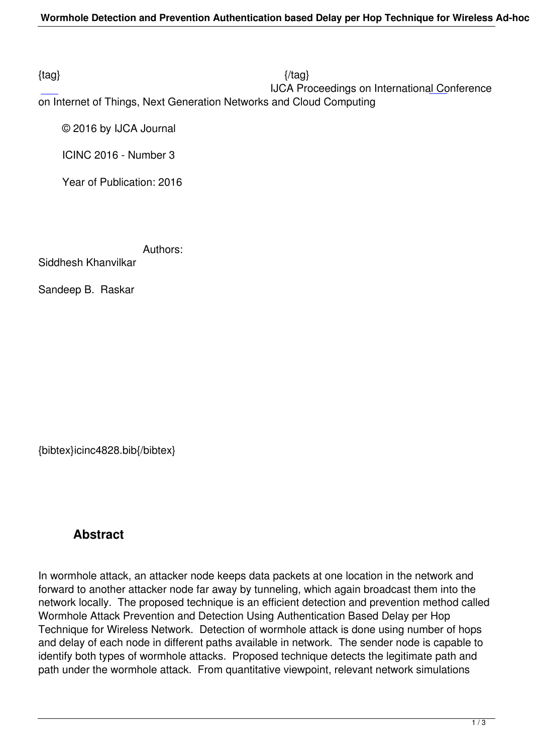{tag} {/tag}

IJCA Proceedings on International Conference on Internet of Things, Next Generation Networks and Cloud Computing

© 2016 by IJCA Journal

ICINC 2016 - Number 3

Year of Publication: 2016

Authors:

Siddhesh Khanvilkar

Sandeep B. Raskar

{bibtex}icinc4828.bib{/bibtex}

## Abstract

In wormhole attack, an attacker node keeps data packets at one location in the network and forward to another attacker node far away by tunneling, which again broadcast them into the network locally. The proposed technique is an efficient detection and prevention method called Wormhole Attack Prevention and Detection Using Authentication Based Delay per Hop Technique for Wireless Network. Detection of wormhole attack is done using number of hops and delay of each node in different paths available in network. The sender node is capable to identify both types of wormhole attacks. Proposed technique detects the legitimate path and path under the wormhole attack. From quantitative viewpoint, relevant network simulations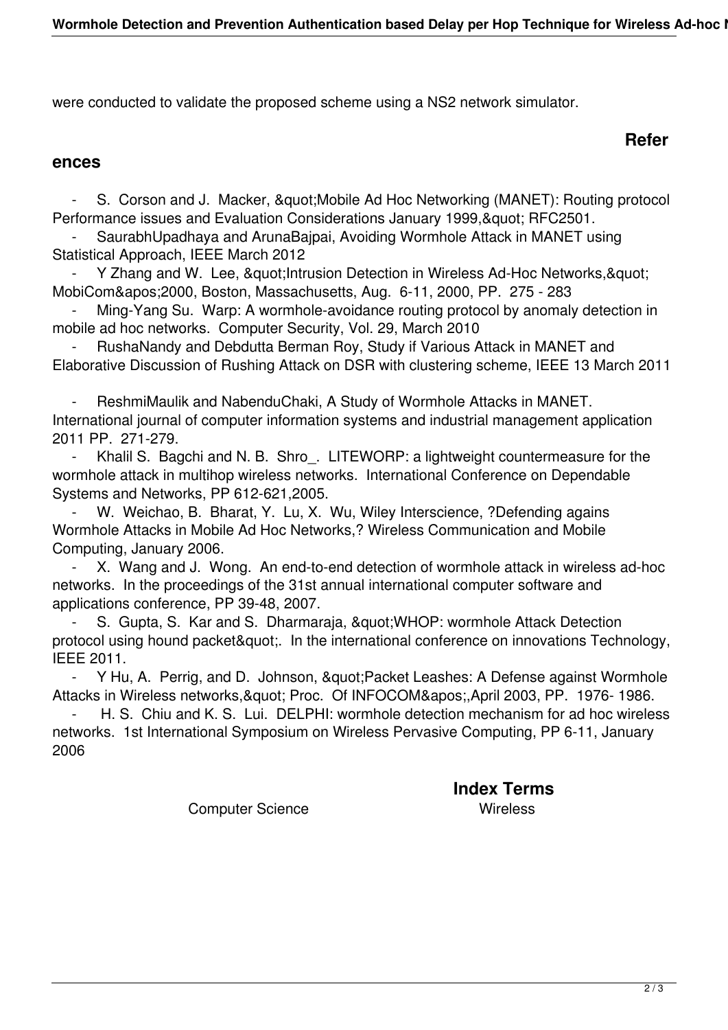were conducted to validate the proposed scheme using a NS2 network simulator.

## References

- S. Corson and J. Macker, &quot;Mobile Ad Hoc Networking (MANET): Routing protocol Performance issues and Evaluation Considerations January 1999,&quot; RFC2501.
- SaurabhUpadhaya and ArunaBajpai, Avoiding Wormhole Attack in MANET using Statistical Approach, IEEE March 2012
- Y Zhang and W. Lee, &quot;Intrusion Detection in Wireless Ad-Hoc Networks,&quot; MobiCom&apos;2000, Boston, Massachusetts, Aug. 6-11, 2000, PP. 275 - 283
- Ming-Yang Su. Warp: A wormhole-avoidance routing protocol by anomaly detection in mobile ad hoc networks. Computer Security, Vol. 29, March 2010
- RushaNandy and Debdutta Berman Roy, Study if Various Attack in MANET and Elaborative Discussion of Rushing Attack on DSR with clustering scheme, IEEE 13 March 2011
- ReshmiMaulik and NabenduChaki, A Study of Wormhole Attacks in MANET. International journal of computer information systems and industrial management application 2011 PP. 271-279.
- Khalil S. Bagchi and N. B. Shro_. LITEWORP: a lightweight countermeasure for the wormhole attack in multihop wireless networks. International Conference on Dependable Systems and Networks, PP 612-621,2005.
- W. Weichao, B. Bharat, Y. Lu, X. Wu, Wiley Interscience, ?Defending agains Wormhole Attacks in Mobile Ad Hoc Networks,? Wireless Communication and Mobile Computing, January 2006.
- X. Wang and J. Wong. An end-to-end detection of wormhole attack in wireless ad-hoc networks. In the proceedings of the 31st annual international computer software and applications conference, PP 39-48, 2007.
- S. Gupta, S. Kar and S. Dharmaraja, &quot;WHOP: wormhole Attack Detection protocol using hound packet&quot;. In the international conference on innovations Technology, IEEE 2011.
- Y Hu, A. Perrig, and D. Johnson, &quot;Packet Leashes: A Defense against Wormhole Attacks in Wireless networks,&quot; Proc. Of INFOCOM&apos;,April 2003, PP. 1976- 1986.
- H. S. Chiu and K. S. Lui. DELPHI: wormhole detection mechanism for ad hoc wireless networks. 1st International Symposium on Wireless Pervasive Computing, PP 6-11, January 2006

## Index Terms

Computer Science Wireless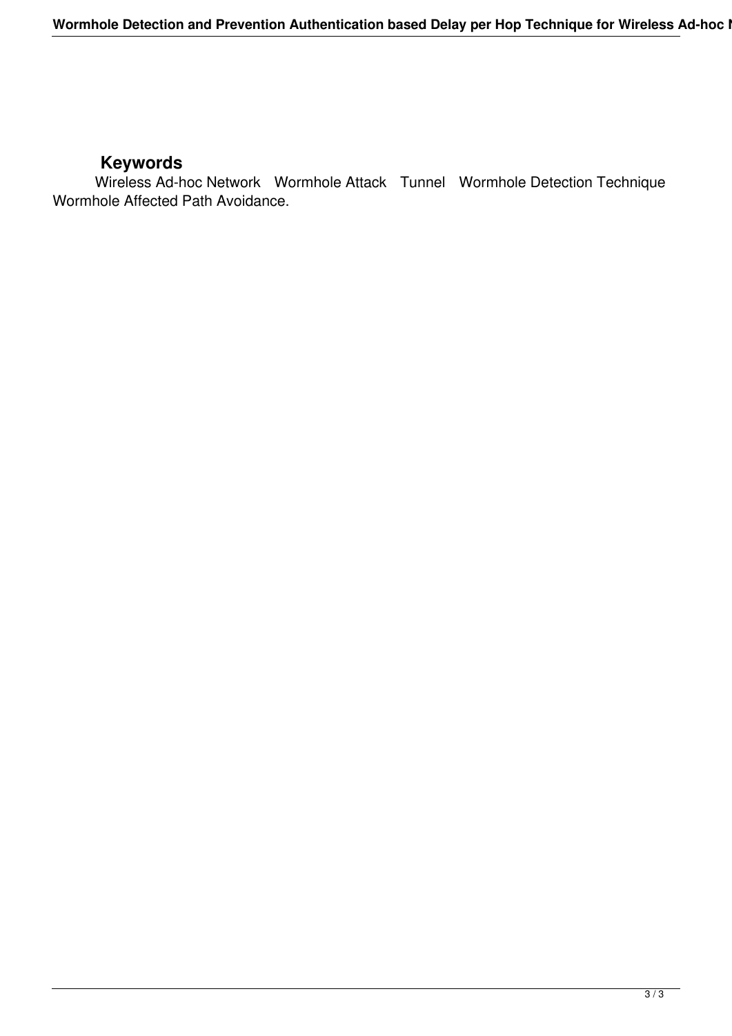## Keywords

Wireless Ad-hoc Network   Wormhole Attack   Tunnel   Wormhole Detection Technique   Wormhole Affected Path Avoidance.